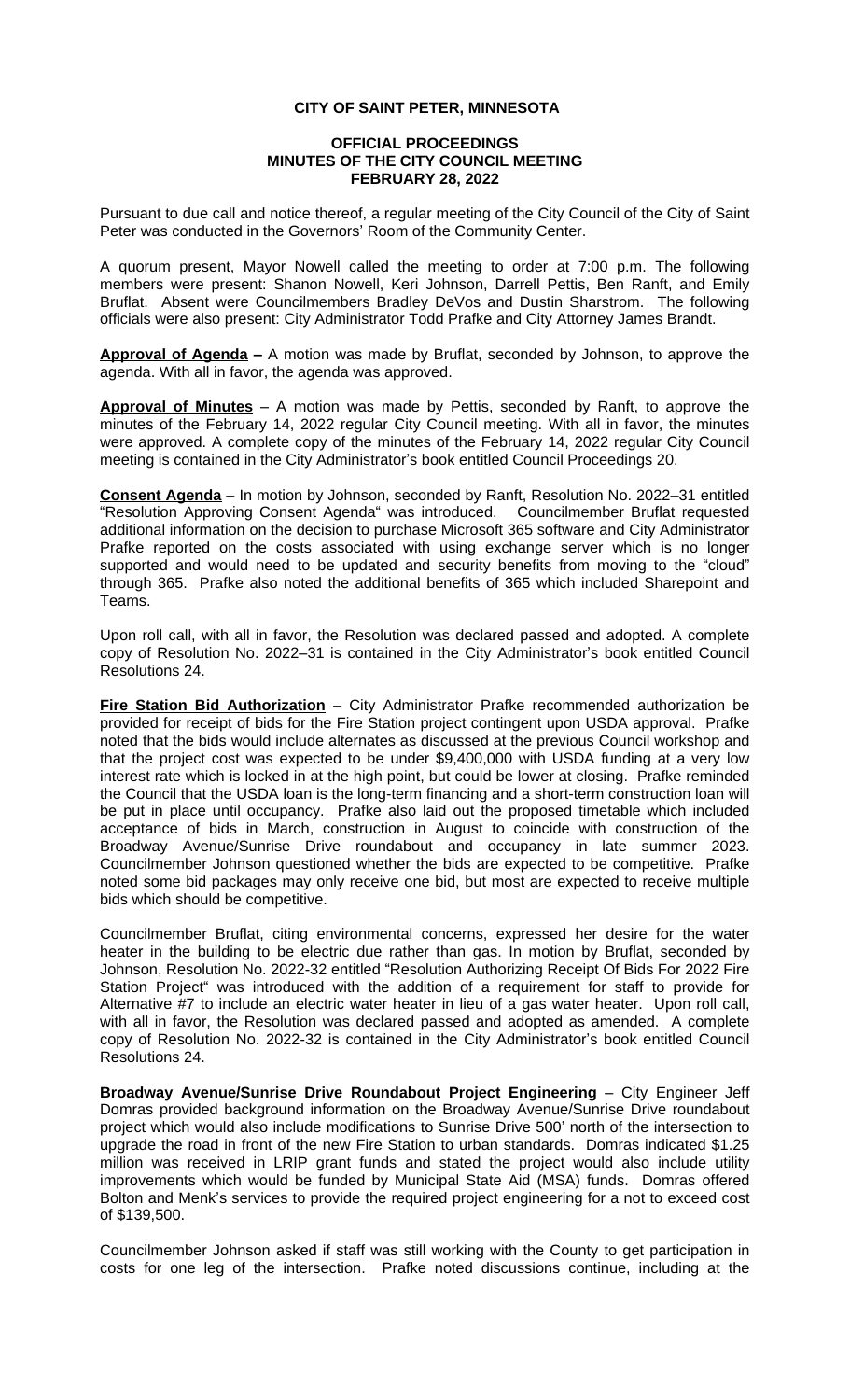**CITY OF SAINT PETER, MINNESOTA**

**OFFICIAL PROCEEDINGS**
**MINUTES OF THE CITY COUNCIL MEETING**
**FEBRUARY 28, 2022**

Pursuant to due call and notice thereof, a regular meeting of the City Council of the City of Saint Peter was conducted in the Governors' Room of the Community Center.

A quorum present, Mayor Nowell called the meeting to order at 7:00 p.m. The following members were present: Shanon Nowell, Keri Johnson, Darrell Pettis, Ben Ranft, and Emily Bruflat. Absent were Councilmembers Bradley DeVos and Dustin Sharstrom. The following officials were also present: City Administrator Todd Prafke and City Attorney James Brandt.

**Approval of Agenda –** A motion was made by Bruflat, seconded by Johnson, to approve the agenda. With all in favor, the agenda was approved.

**Approval of Minutes** – A motion was made by Pettis, seconded by Ranft, to approve the minutes of the February 14, 2022 regular City Council meeting. With all in favor, the minutes were approved. A complete copy of the minutes of the February 14, 2022 regular City Council meeting is contained in the City Administrator's book entitled Council Proceedings 20.

**Consent Agenda** – In motion by Johnson, seconded by Ranft, Resolution No. 2022–31 entitled "Resolution Approving Consent Agenda" was introduced. Councilmember Bruflat requested additional information on the decision to purchase Microsoft 365 software and City Administrator Prafke reported on the costs associated with using exchange server which is no longer supported and would need to be updated and security benefits from moving to the "cloud" through 365. Prafke also noted the additional benefits of 365 which included Sharepoint and Teams.

Upon roll call, with all in favor, the Resolution was declared passed and adopted. A complete copy of Resolution No. 2022–31 is contained in the City Administrator's book entitled Council Resolutions 24.

**Fire Station Bid Authorization** – City Administrator Prafke recommended authorization be provided for receipt of bids for the Fire Station project contingent upon USDA approval. Prafke noted that the bids would include alternates as discussed at the previous Council workshop and that the project cost was expected to be under $9,400,000 with USDA funding at a very low interest rate which is locked in at the high point, but could be lower at closing. Prafke reminded the Council that the USDA loan is the long-term financing and a short-term construction loan will be put in place until occupancy. Prafke also laid out the proposed timetable which included acceptance of bids in March, construction in August to coincide with construction of the Broadway Avenue/Sunrise Drive roundabout and occupancy in late summer 2023. Councilmember Johnson questioned whether the bids are expected to be competitive. Prafke noted some bid packages may only receive one bid, but most are expected to receive multiple bids which should be competitive.

Councilmember Bruflat, citing environmental concerns, expressed her desire for the water heater in the building to be electric due rather than gas. In motion by Bruflat, seconded by Johnson, Resolution No. 2022-32 entitled "Resolution Authorizing Receipt Of Bids For 2022 Fire Station Project" was introduced with the addition of a requirement for staff to provide for Alternative #7 to include an electric water heater in lieu of a gas water heater. Upon roll call, with all in favor, the Resolution was declared passed and adopted as amended. A complete copy of Resolution No. 2022-32 is contained in the City Administrator's book entitled Council Resolutions 24.

**Broadway Avenue/Sunrise Drive Roundabout Project Engineering** – City Engineer Jeff Domras provided background information on the Broadway Avenue/Sunrise Drive roundabout project which would also include modifications to Sunrise Drive 500' north of the intersection to upgrade the road in front of the new Fire Station to urban standards. Domras indicated $1.25 million was received in LRIP grant funds and stated the project would also include utility improvements which would be funded by Municipal State Aid (MSA) funds. Domras offered Bolton and Menk's services to provide the required project engineering for a not to exceed cost of $139,500.

Councilmember Johnson asked if staff was still working with the County to get participation in costs for one leg of the intersection. Prafke noted discussions continue, including at the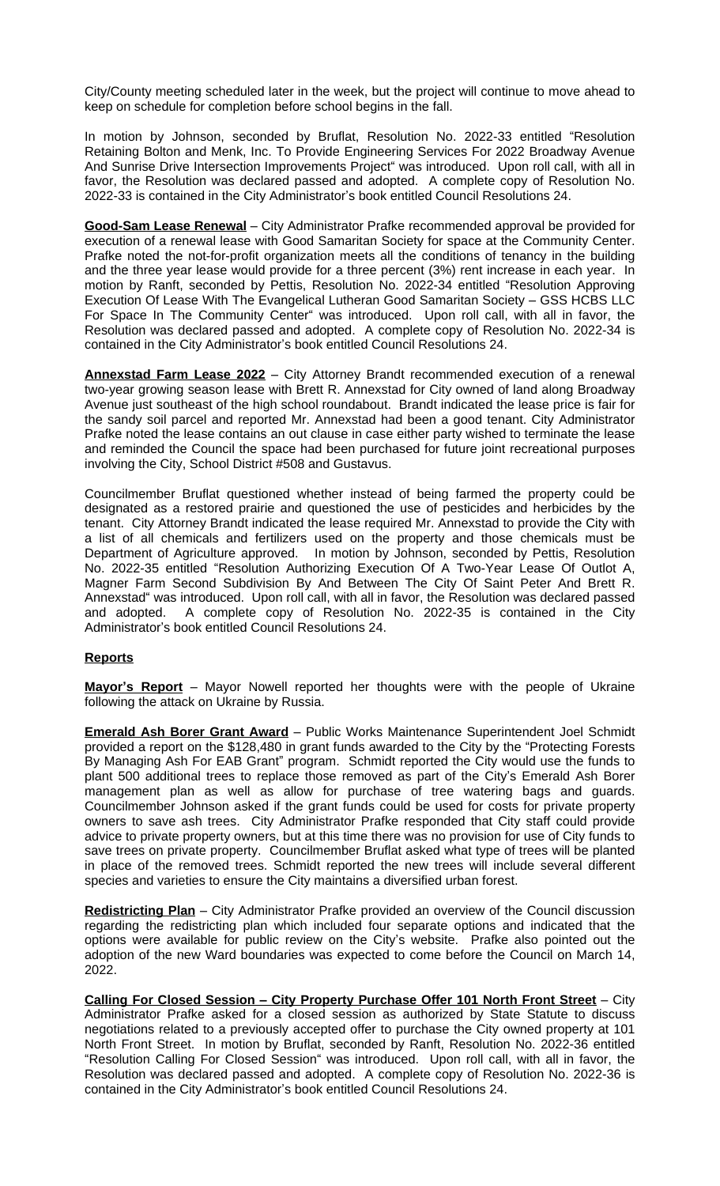City/County meeting scheduled later in the week, but the project will continue to move ahead to keep on schedule for completion before school begins in the fall.

In motion by Johnson, seconded by Bruflat, Resolution No. 2022-33 entitled "Resolution Retaining Bolton and Menk, Inc. To Provide Engineering Services For 2022 Broadway Avenue And Sunrise Drive Intersection Improvements Project" was introduced. Upon roll call, with all in favor, the Resolution was declared passed and adopted. A complete copy of Resolution No. 2022-33 is contained in the City Administrator's book entitled Council Resolutions 24.

**Good-Sam Lease Renewal** – City Administrator Prafke recommended approval be provided for execution of a renewal lease with Good Samaritan Society for space at the Community Center. Prafke noted the not-for-profit organization meets all the conditions of tenancy in the building and the three year lease would provide for a three percent (3%) rent increase in each year. In motion by Ranft, seconded by Pettis, Resolution No. 2022-34 entitled "Resolution Approving Execution Of Lease With The Evangelical Lutheran Good Samaritan Society – GSS HCBS LLC For Space In The Community Center" was introduced. Upon roll call, with all in favor, the Resolution was declared passed and adopted. A complete copy of Resolution No. 2022-34 is contained in the City Administrator's book entitled Council Resolutions 24.

**Annexstad Farm Lease 2022** – City Attorney Brandt recommended execution of a renewal two-year growing season lease with Brett R. Annexstad for City owned of land along Broadway Avenue just southeast of the high school roundabout. Brandt indicated the lease price is fair for the sandy soil parcel and reported Mr. Annexstad had been a good tenant. City Administrator Prafke noted the lease contains an out clause in case either party wished to terminate the lease and reminded the Council the space had been purchased for future joint recreational purposes involving the City, School District #508 and Gustavus.

Councilmember Bruflat questioned whether instead of being farmed the property could be designated as a restored prairie and questioned the use of pesticides and herbicides by the tenant. City Attorney Brandt indicated the lease required Mr. Annexstad to provide the City with a list of all chemicals and fertilizers used on the property and those chemicals must be Department of Agriculture approved. In motion by Johnson, seconded by Pettis, Resolution No. 2022-35 entitled "Resolution Authorizing Execution Of A Two-Year Lease Of Outlot A, Magner Farm Second Subdivision By And Between The City Of Saint Peter And Brett R. Annexstad" was introduced. Upon roll call, with all in favor, the Resolution was declared passed and adopted. A complete copy of Resolution No. 2022-35 is contained in the City Administrator's book entitled Council Resolutions 24.

**Reports**

**Mayor's Report** – Mayor Nowell reported her thoughts were with the people of Ukraine following the attack on Ukraine by Russia.

**Emerald Ash Borer Grant Award** – Public Works Maintenance Superintendent Joel Schmidt provided a report on the $128,480 in grant funds awarded to the City by the "Protecting Forests By Managing Ash For EAB Grant" program. Schmidt reported the City would use the funds to plant 500 additional trees to replace those removed as part of the City's Emerald Ash Borer management plan as well as allow for purchase of tree watering bags and guards. Councilmember Johnson asked if the grant funds could be used for costs for private property owners to save ash trees. City Administrator Prafke responded that City staff could provide advice to private property owners, but at this time there was no provision for use of City funds to save trees on private property. Councilmember Bruflat asked what type of trees will be planted in place of the removed trees. Schmidt reported the new trees will include several different species and varieties to ensure the City maintains a diversified urban forest.

**Redistricting Plan** – City Administrator Prafke provided an overview of the Council discussion regarding the redistricting plan which included four separate options and indicated that the options were available for public review on the City's website. Prafke also pointed out the adoption of the new Ward boundaries was expected to come before the Council on March 14, 2022.

**Calling For Closed Session – City Property Purchase Offer 101 North Front Street** – City Administrator Prafke asked for a closed session as authorized by State Statute to discuss negotiations related to a previously accepted offer to purchase the City owned property at 101 North Front Street. In motion by Bruflat, seconded by Ranft, Resolution No. 2022-36 entitled "Resolution Calling For Closed Session" was introduced. Upon roll call, with all in favor, the Resolution was declared passed and adopted. A complete copy of Resolution No. 2022-36 is contained in the City Administrator's book entitled Council Resolutions 24.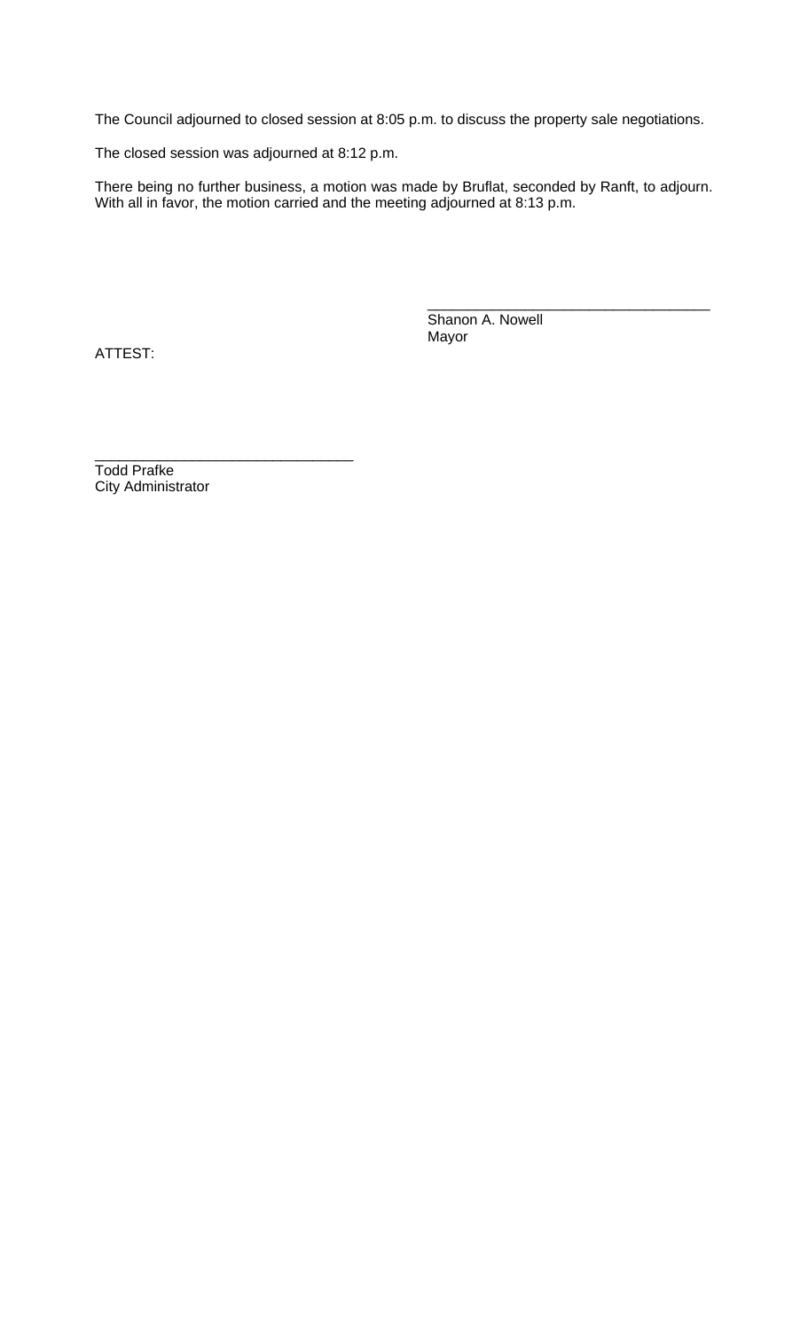The Council adjourned to closed session at 8:05 p.m. to discuss the property sale negotiations.

The closed session was adjourned at 8:12 p.m.

There being no further business, a motion was made by Bruflat, seconded by Ranft, to adjourn. With all in favor, the motion carried and the meeting adjourned at 8:13 p.m.

\_\_\_\_\_\_\_\_\_\_\_\_\_\_\_\_\_\_\_\_\_\_\_\_\_\_\_\_\_\_\_\_\_\_\_\_
Shanon A. Nowell
Mayor

ATTEST:

\_\_\_\_\_\_\_\_\_\_\_\_\_\_\_\_\_\_\_\_\_\_\_\_\_\_\_\_\_\_\_\_\_\_\_\_
Todd Prafke
City Administrator